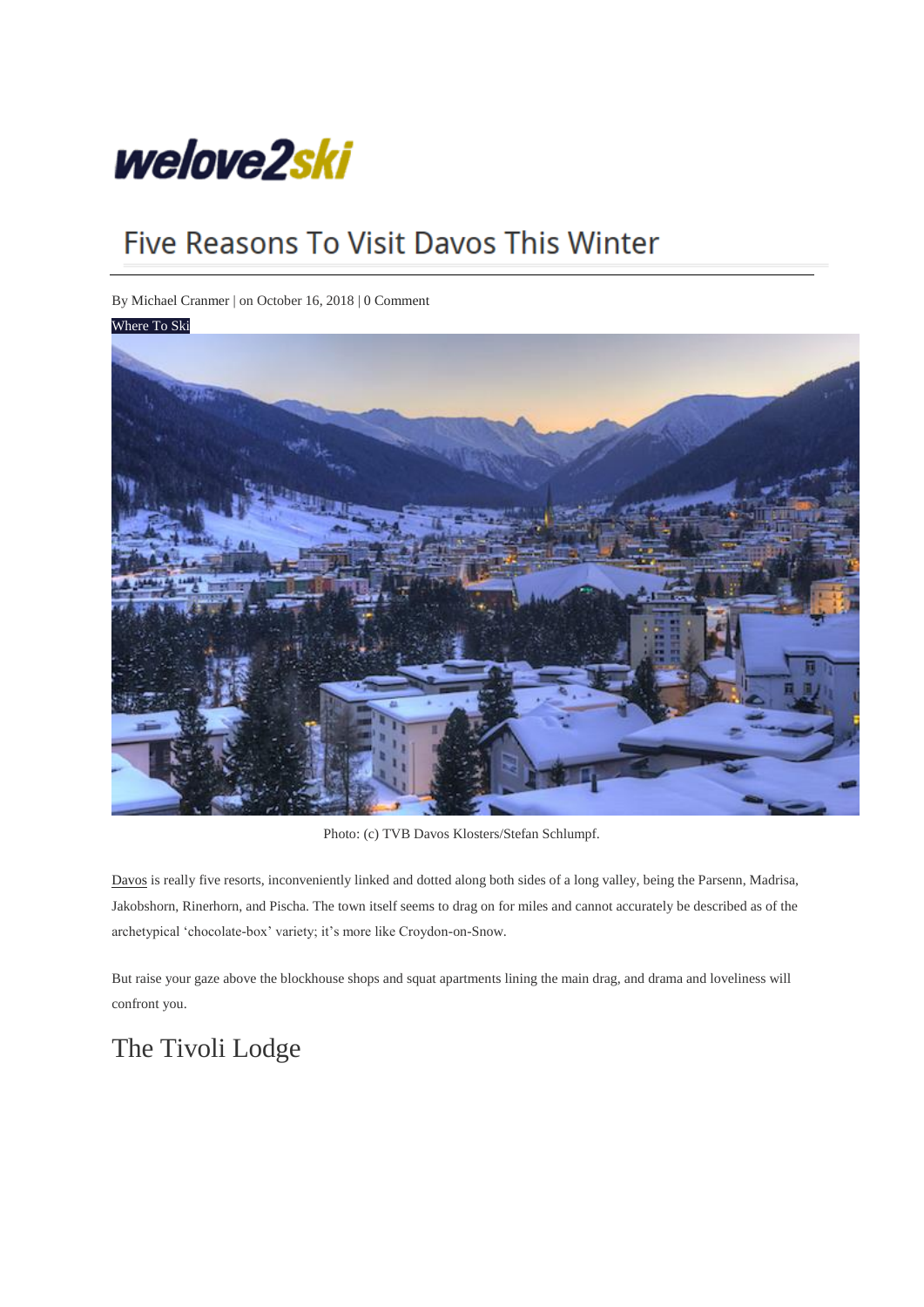welove2ski

# Five Reasons To Visit Davos This Winter

By Michael Cranmer | on October 16, 2018 | 0 Comment

Where To Ski

Photo: (c) TVB Davos Klosters/Stefan Schlumpf.

Davos is really five resorts, inconveniently linked and dotted along both sides of a long valley, being the Parsenn, Madrisa, Jakobshorn, Rinerhorn, and Pischa. The town itself seems to drag on for miles and cannot accurately be described as of the archetypical 'chocolate-box' variety; it's more like Croydon-on-Snow.

But raise your gaze above the blockhouse shops and squat apartments lining the main drag, and drama and loveliness will confront you.

## The Tivoli Lodge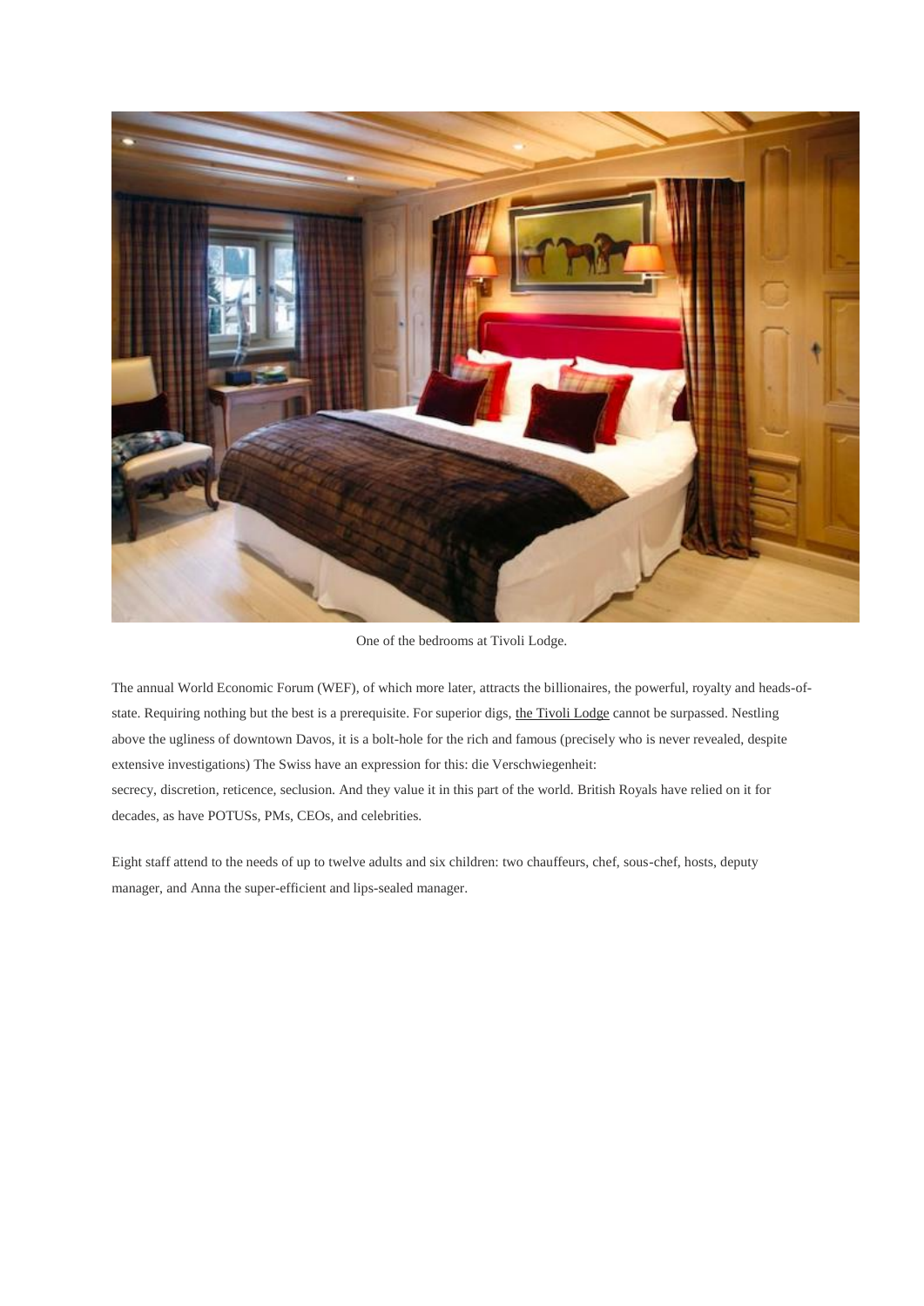One of the bedrooms at Tivoli Lodge.

The annual World Economic Forum (WEF), of which more later, attracts the billionaires, the powerful, royalty and heads-of-state. Requiring nothing but the best is a prerequisite. For superior digs, the Tivoli Lodge cannot be surpassed. Nestling above the ugliness of downtown Davos, it is a bolt-hole for the rich and famous (precisely who is never revealed, despite extensive investigations) The Swiss have an expression for this: die Verschwiegenheit:
secrecy, discretion, reticence, seclusion. And they value it in this part of the world. British Royals have relied on it for decades, as have POTUSs, PMs, CEOs, and celebrities.

Eight staff attend to the needs of up to twelve adults and six children: two chauffeurs, chef, sous-chef, hosts, deputy manager, and Anna the super-efficient and lips-sealed manager.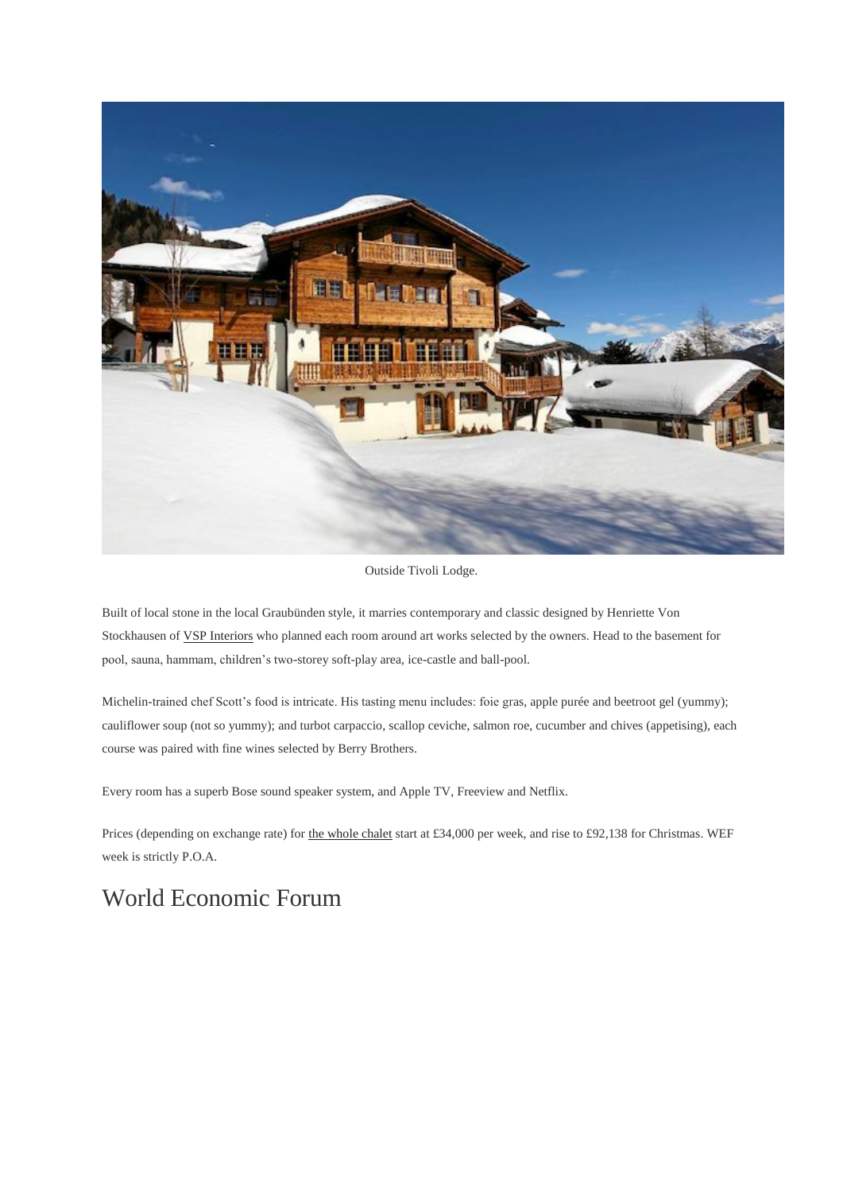Outside Tivoli Lodge.

Built of local stone in the local Graubünden style, it marries contemporary and classic designed by Henriette Von Stockhausen of VSP Interiors who planned each room around art works selected by the owners. Head to the basement for pool, sauna, hammam, children's two-storey soft-play area, ice-castle and ball-pool.

Michelin-trained chef Scott's food is intricate. His tasting menu includes: foie gras, apple purée and beetroot gel (yummy); cauliflower soup (not so yummy); and turbot carpaccio, scallop ceviche, salmon roe, cucumber and chives (appetising), each course was paired with fine wines selected by Berry Brothers.

Every room has a superb Bose sound speaker system, and Apple TV, Freeview and Netflix.

Prices (depending on exchange rate) for the whole chalet start at £34,000 per week, and rise to £92,138 for Christmas. WEF week is strictly P.O.A.

## World Economic Forum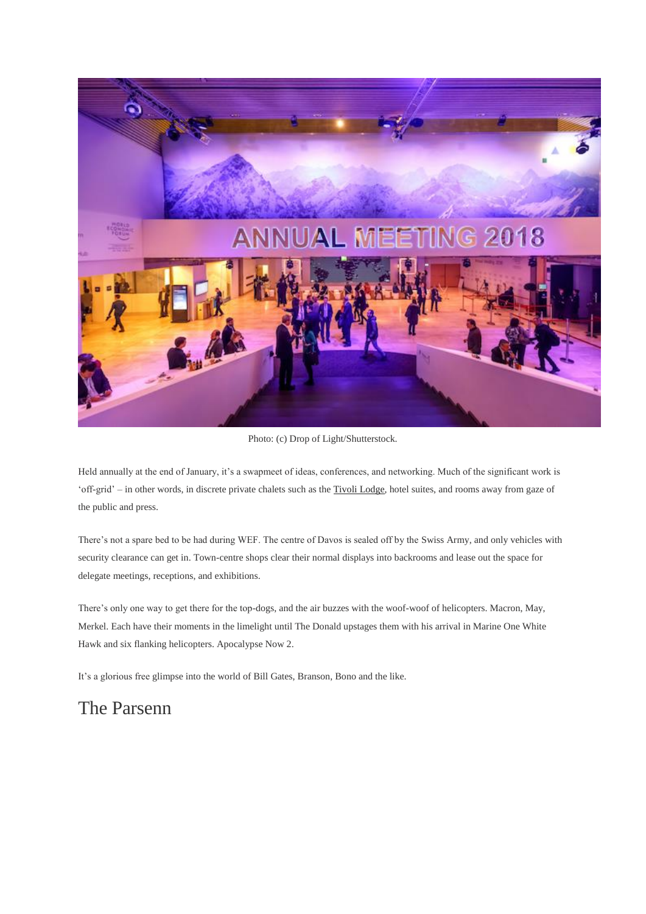Photo: (c) Drop of Light/Shutterstock.

Held annually at the end of January, it's a swapmeet of ideas, conferences, and networking. Much of the significant work is 'off-grid' – in other words, in discrete private chalets such as the Tivoli Lodge, hotel suites, and rooms away from gaze of the public and press.

There's not a spare bed to be had during WEF. The centre of Davos is sealed off by the Swiss Army, and only vehicles with security clearance can get in. Town-centre shops clear their normal displays into backrooms and lease out the space for delegate meetings, receptions, and exhibitions.

There's only one way to get there for the top-dogs, and the air buzzes with the woof-woof of helicopters. Macron, May, Merkel. Each have their moments in the limelight until The Donald upstages them with his arrival in Marine One White Hawk and six flanking helicopters. Apocalypse Now 2.

It's a glorious free glimpse into the world of Bill Gates, Branson, Bono and the like.

## The Parsenn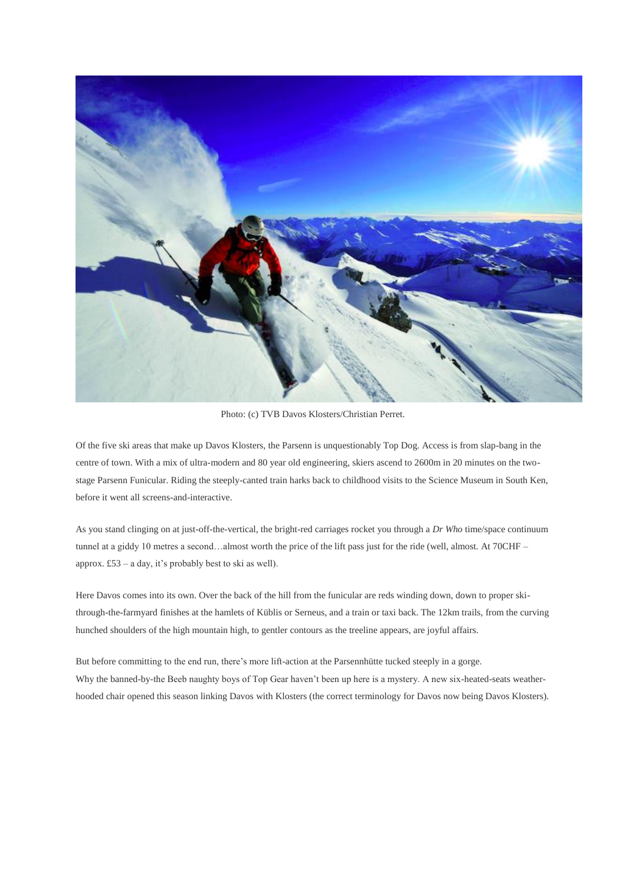Photo: (c) TVB Davos Klosters/Christian Perret.

Of the five ski areas that make up Davos Klosters, the Parsenn is unquestionably Top Dog. Access is from slap-bang in the centre of town. With a mix of ultra-modern and 80 year old engineering, skiers ascend to 2600m in 20 minutes on the two-stage Parsenn Funicular. Riding the steeply-canted train harks back to childhood visits to the Science Museum in South Ken, before it went all screens-and-interactive.

As you stand clinging on at just-off-the-vertical, the bright-red carriages rocket you through a *Dr Who* time/space continuum tunnel at a giddy 10 metres a second…almost worth the price of the lift pass just for the ride (well, almost. At 70CHF – approx. £53 – a day, it's probably best to ski as well).

Here Davos comes into its own. Over the back of the hill from the funicular are reds winding down, down to proper ski-through-the-farmyard finishes at the hamlets of Küblis or Serneus, and a train or taxi back. The 12km trails, from the curving hunched shoulders of the high mountain high, to gentler contours as the treeline appears, are joyful affairs.

But before committing to the end run, there's more lift-action at the Parsennhütte tucked steeply in a gorge.
Why the banned-by-the Beeb naughty boys of Top Gear haven't been up here is a mystery. A new six-heated-seats weather-hooded chair opened this season linking Davos with Klosters (the correct terminology for Davos now being Davos Klosters).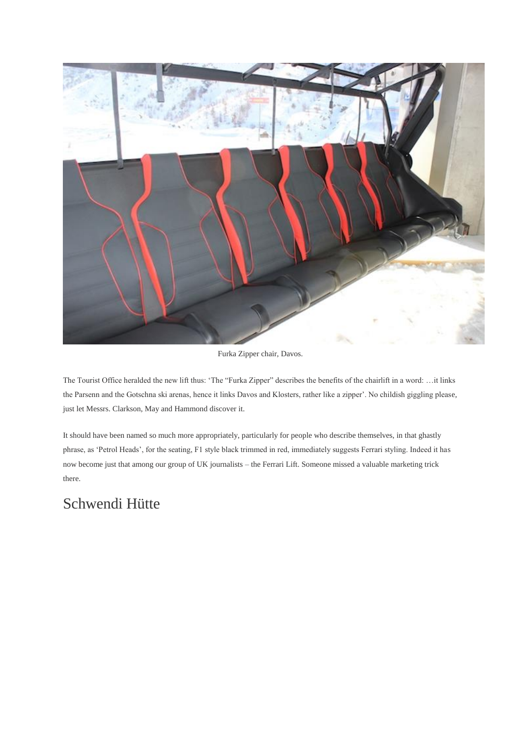Furka Zipper chair, Davos.

The Tourist Office heralded the new lift thus: 'The "Furka Zipper" describes the benefits of the chairlift in a word: …it links the Parsenn and the Gotschna ski arenas, hence it links Davos and Klosters, rather like a zipper'. No childish giggling please, just let Messrs. Clarkson, May and Hammond discover it.

It should have been named so much more appropriately, particularly for people who describe themselves, in that ghastly phrase, as 'Petrol Heads', for the seating, F1 style black trimmed in red, immediately suggests Ferrari styling. Indeed it has now become just that among our group of UK journalists – the Ferrari Lift. Someone missed a valuable marketing trick there.

## Schwendi Hütte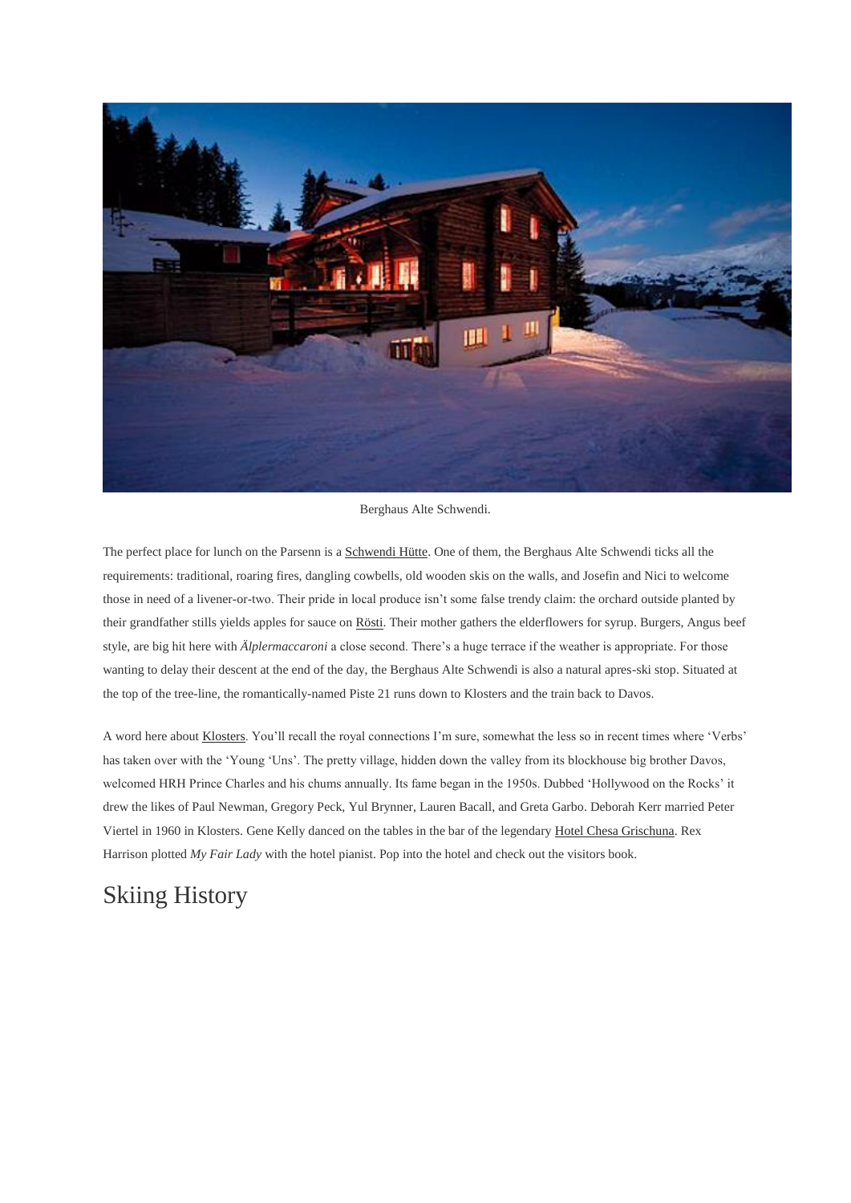Berghaus Alte Schwendi.

The perfect place for lunch on the Parsenn is a Schwendi Hütte. One of them, the Berghaus Alte Schwendi ticks all the requirements: traditional, roaring fires, dangling cowbells, old wooden skis on the walls, and Josefin and Nici to welcome those in need of a livener-or-two. Their pride in local produce isn't some false trendy claim: the orchard outside planted by their grandfather stills yields apples for sauce on Rösti. Their mother gathers the elderflowers for syrup. Burgers, Angus beef style, are big hit here with *Älplermaccaroni* a close second. There's a huge terrace if the weather is appropriate. For those wanting to delay their descent at the end of the day, the Berghaus Alte Schwendi is also a natural apres-ski stop. Situated at the top of the tree-line, the romantically-named Piste 21 runs down to Klosters and the train back to Davos.

A word here about Klosters. You'll recall the royal connections I'm sure, somewhat the less so in recent times where 'Verbs' has taken over with the 'Young 'Uns'. The pretty village, hidden down the valley from its blockhouse big brother Davos, welcomed HRH Prince Charles and his chums annually. Its fame began in the 1950s. Dubbed 'Hollywood on the Rocks' it drew the likes of Paul Newman, Gregory Peck, Yul Brynner, Lauren Bacall, and Greta Garbo. Deborah Kerr married Peter Viertel in 1960 in Klosters. Gene Kelly danced on the tables in the bar of the legendary Hotel Chesa Grischuna. Rex Harrison plotted *My Fair Lady* with the hotel pianist. Pop into the hotel and check out the visitors book.

## Skiing History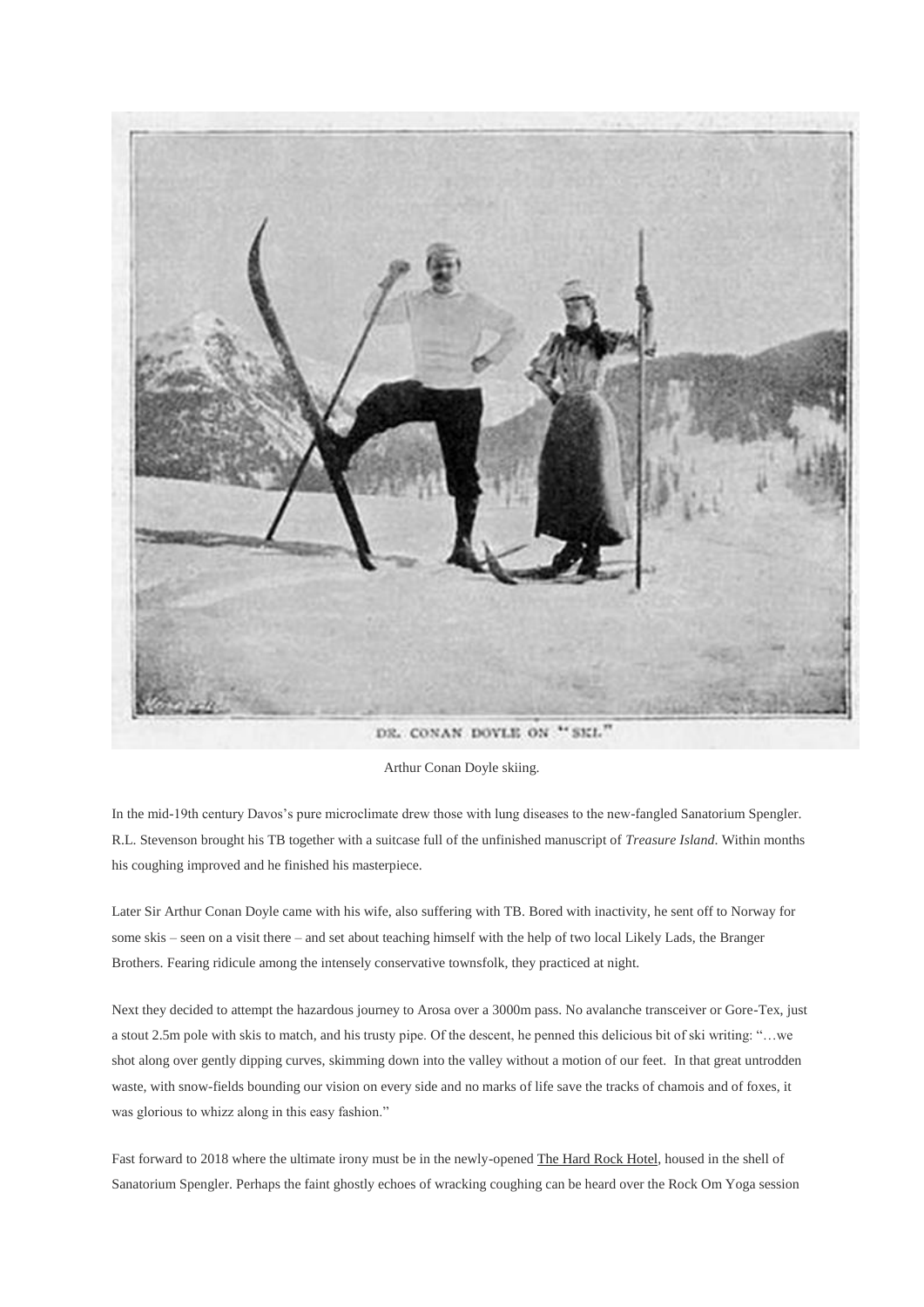DR. CONAN DOYLE ON "SKI."

Arthur Conan Doyle skiing.

In the mid-19th century Davos's pure microclimate drew those with lung diseases to the new-fangled Sanatorium Spengler. R.L. Stevenson brought his TB together with a suitcase full of the unfinished manuscript of *Treasure Island*. Within months his coughing improved and he finished his masterpiece.

Later Sir Arthur Conan Doyle came with his wife, also suffering with TB. Bored with inactivity, he sent off to Norway for some skis – seen on a visit there – and set about teaching himself with the help of two local Likely Lads, the Branger Brothers. Fearing ridicule among the intensely conservative townsfolk, they practiced at night.

Next they decided to attempt the hazardous journey to Arosa over a 3000m pass. No avalanche transceiver or Gore-Tex, just a stout 2.5m pole with skis to match, and his trusty pipe. Of the descent, he penned this delicious bit of ski writing: "…we shot along over gently dipping curves, skimming down into the valley without a motion of our feet. In that great untrodden waste, with snow-fields bounding our vision on every side and no marks of life save the tracks of chamois and of foxes, it was glorious to whizz along in this easy fashion."

Fast forward to 2018 where the ultimate irony must be in the newly-opened The Hard Rock Hotel, housed in the shell of Sanatorium Spengler. Perhaps the faint ghostly echoes of wracking coughing can be heard over the Rock Om Yoga session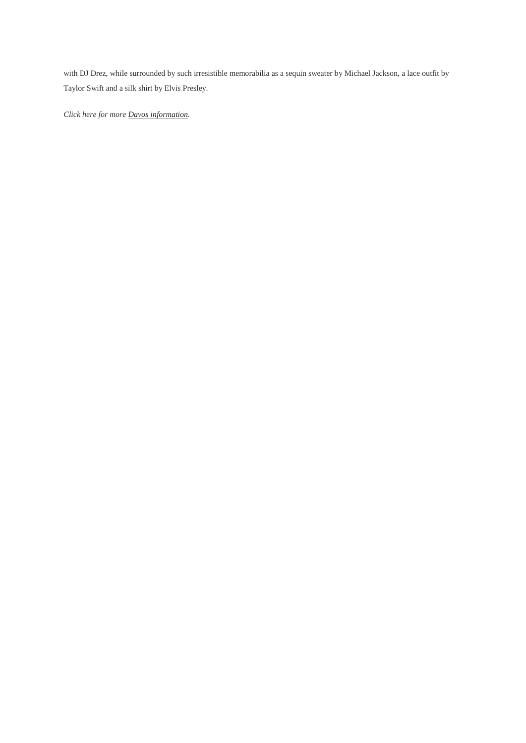with DJ Drez, while surrounded by such irresistible memorabilia as a sequin sweater by Michael Jackson, a lace outfit by Taylor Swift and a silk shirt by Elvis Presley.

*Click here for more Davos information.*